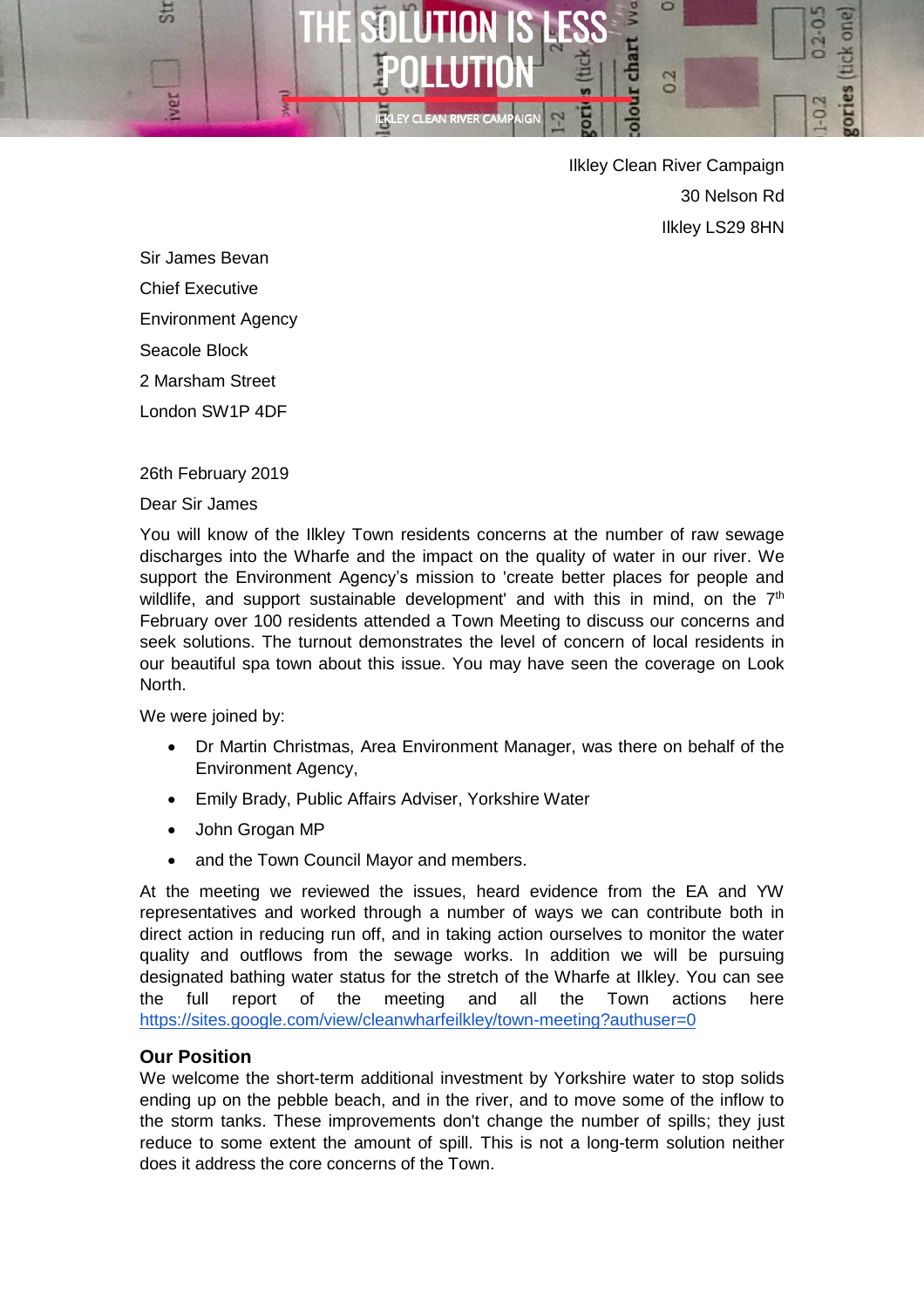# THE SOLUTION IS LESS POLLUTION

ILKLEY CLEAN RIVER CAMPAIGN

Ilkley Clean River Campaign
30 Nelson Rd
Ilkley LS29 8HN

Sir James Bevan
Chief Executive
Environment Agency
Seacole Block
2 Marsham Street
London SW1P 4DF

26th February 2019

Dear Sir James

You will know of the Ilkley Town residents concerns at the number of raw sewage discharges into the Wharfe and the impact on the quality of water in our river. We support the Environment Agency's mission to 'create better places for people and wildlife, and support sustainable development' and with this in mind, on the 7th February over 100 residents attended a Town Meeting to discuss our concerns and seek solutions. The turnout demonstrates the level of concern of local residents in our beautiful spa town about this issue. You may have seen the coverage on Look North.

We were joined by:

- Dr Martin Christmas, Area Environment Manager, was there on behalf of the Environment Agency,
- Emily Brady, Public Affairs Adviser, Yorkshire Water
- John Grogan MP
- and the Town Council Mayor and members.

At the meeting we reviewed the issues, heard evidence from the EA and YW representatives and worked through a number of ways we can contribute both in direct action in reducing run off, and in taking action ourselves to monitor the water quality and outflows from the sewage works. In addition we will be pursuing designated bathing water status for the stretch of the Wharfe at Ilkley. You can see the full report of the meeting and all the Town actions here https://sites.google.com/view/cleanwharfeilkley/town-meeting?authuser=0

**Our Position**

We welcome the short-term additional investment by Yorkshire water to stop solids ending up on the pebble beach, and in the river, and to move some of the inflow to the storm tanks. These improvements don't change the number of spills; they just reduce to some extent the amount of spill. This is not a long-term solution neither does it address the core concerns of the Town.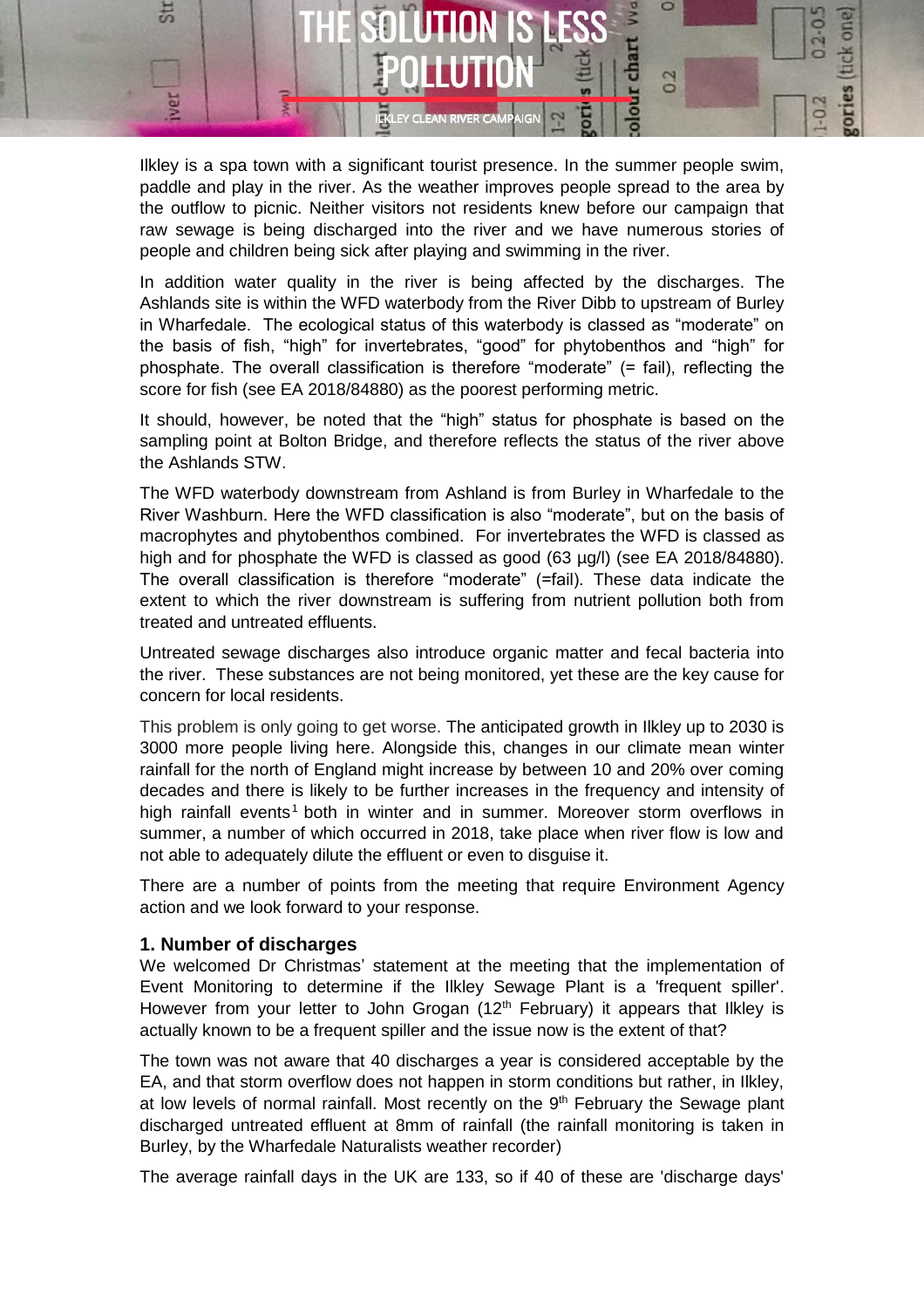Ilkley is a spa town with a significant tourist presence. In the summer people swim, paddle and play in the river. As the weather improves people spread to the area by the outflow to picnic. Neither visitors not residents knew before our campaign that raw sewage is being discharged into the river and we have numerous stories of people and children being sick after playing and swimming in the river.

In addition water quality in the river is being affected by the discharges. The Ashlands site is within the WFD waterbody from the River Dibb to upstream of Burley in Wharfedale. The ecological status of this waterbody is classed as "moderate" on the basis of fish, "high" for invertebrates, "good" for phytobenthos and "high" for phosphate. The overall classification is therefore "moderate" (= fail), reflecting the score for fish (see EA 2018/84880) as the poorest performing metric.

It should, however, be noted that the "high" status for phosphate is based on the sampling point at Bolton Bridge, and therefore reflects the status of the river above the Ashlands STW.

The WFD waterbody downstream from Ashland is from Burley in Wharfedale to the River Washburn. Here the WFD classification is also "moderate", but on the basis of macrophytes and phytobenthos combined. For invertebrates the WFD is classed as high and for phosphate the WFD is classed as good (63 µg/l) (see EA 2018/84880). The overall classification is therefore "moderate" (=fail). These data indicate the extent to which the river downstream is suffering from nutrient pollution both from treated and untreated effluents.

Untreated sewage discharges also introduce organic matter and fecal bacteria into the river. These substances are not being monitored, yet these are the key cause for concern for local residents.

This problem is only going to get worse. The anticipated growth in Ilkley up to 2030 is 3000 more people living here. Alongside this, changes in our climate mean winter rainfall for the north of England might increase by between 10 and 20% over coming decades and there is likely to be further increases in the frequency and intensity of high rainfall events[1] both in winter and in summer. Moreover storm overflows in summer, a number of which occurred in 2018, take place when river flow is low and not able to adequately dilute the effluent or even to disguise it.

There are a number of points from the meeting that require Environment Agency action and we look forward to your response.

### 1. Number of discharges

We welcomed Dr Christmas' statement at the meeting that the implementation of Event Monitoring to determine if the Ilkley Sewage Plant is a 'frequent spiller'. However from your letter to John Grogan (12th February) it appears that Ilkley is actually known to be a frequent spiller and the issue now is the extent of that?

The town was not aware that 40 discharges a year is considered acceptable by the EA, and that storm overflow does not happen in storm conditions but rather, in Ilkley, at low levels of normal rainfall. Most recently on the 9th February the Sewage plant discharged untreated effluent at 8mm of rainfall (the rainfall monitoring is taken in Burley, by the Wharfedale Naturalists weather recorder)

The average rainfall days in the UK are 133, so if 40 of these are 'discharge days'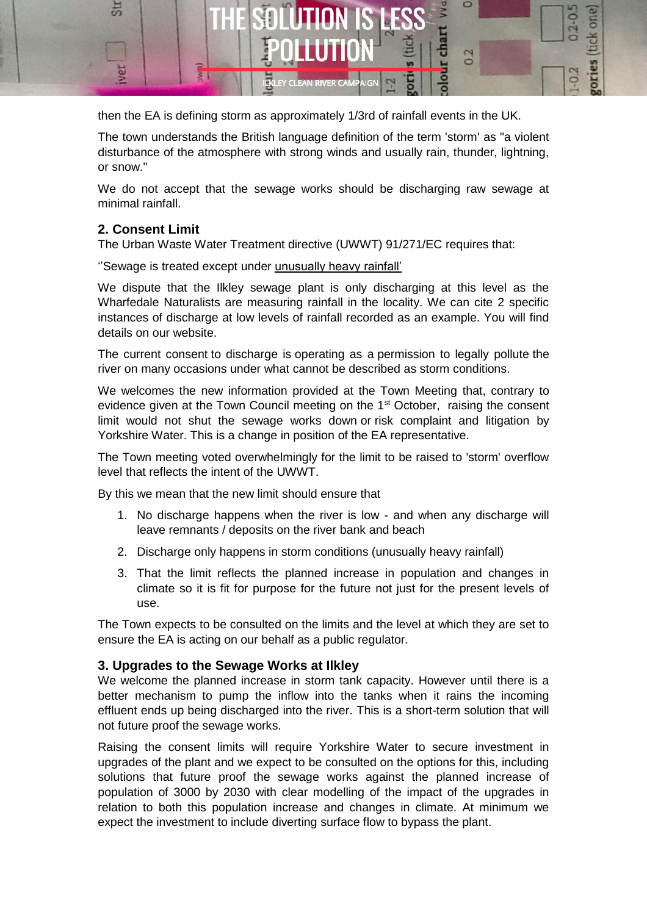then the EA is defining storm as approximately 1/3rd of rainfall events in the UK.

The town understands the British language definition of the term 'storm' as "a violent disturbance of the atmosphere with strong winds and usually rain, thunder, lightning, or snow."

We do not accept that the sewage works should be discharging raw sewage at minimal rainfall.

## 2. Consent Limit

The Urban Waste Water Treatment directive (UWWT) 91/271/EC requires that:

''Sewage is treated except under unusually heavy rainfall'

We dispute that the Ilkley sewage plant is only discharging at this level as the Wharfedale Naturalists are measuring rainfall in the locality. We can cite 2 specific instances of discharge at low levels of rainfall recorded as an example. You will find details on our website.

The current consent to discharge is operating as a permission to legally pollute the river on many occasions under what cannot be described as storm conditions.

We welcomes the new information provided at the Town Meeting that, contrary to evidence given at the Town Council meeting on the 1st October, raising the consent limit would not shut the sewage works down or risk complaint and litigation by Yorkshire Water. This is a change in position of the EA representative.

The Town meeting voted overwhelmingly for the limit to be raised to 'storm' overflow level that reflects the intent of the UWWT.

By this we mean that the new limit should ensure that

1. No discharge happens when the river is low - and when any discharge will leave remnants / deposits on the river bank and beach
2. Discharge only happens in storm conditions (unusually heavy rainfall)
3. That the limit reflects the planned increase in population and changes in climate so it is fit for purpose for the future not just for the present levels of use.

The Town expects to be consulted on the limits and the level at which they are set to ensure the EA is acting on our behalf as a public regulator.

## 3. Upgrades to the Sewage Works at Ilkley

We welcome the planned increase in storm tank capacity. However until there is a better mechanism to pump the inflow into the tanks when it rains the incoming effluent ends up being discharged into the river. This is a short-term solution that will not future proof the sewage works.

Raising the consent limits will require Yorkshire Water to secure investment in upgrades of the plant and we expect to be consulted on the options for this, including solutions that future proof the sewage works against the planned increase of population of 3000 by 2030 with clear modelling of the impact of the upgrades in relation to both this population increase and changes in climate. At minimum we expect the investment to include diverting surface flow to bypass the plant.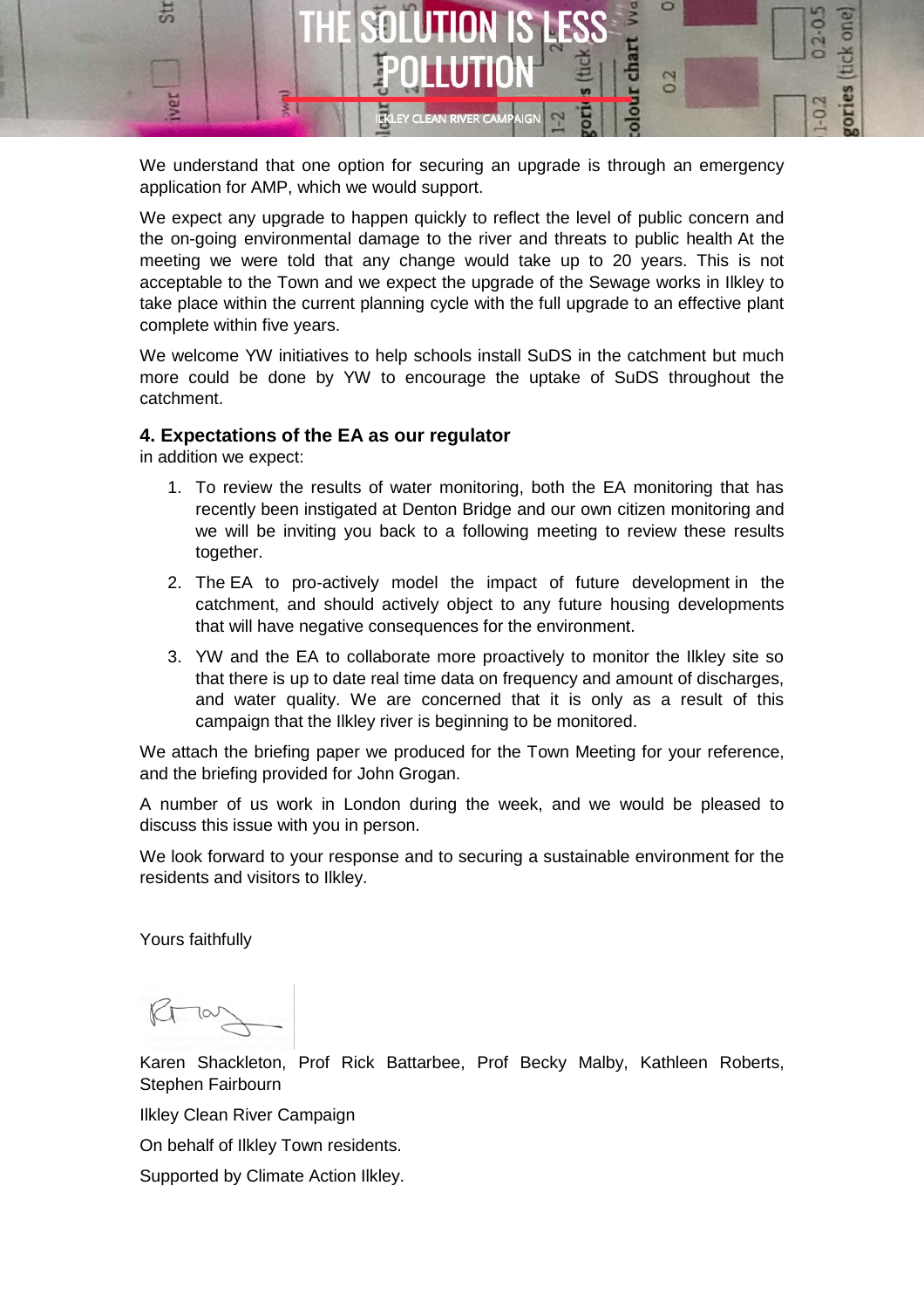We understand that one option for securing an upgrade is through an emergency application for AMP, which we would support.

We expect any upgrade to happen quickly to reflect the level of public concern and the on-going environmental damage to the river and threats to public health At the meeting we were told that any change would take up to 20 years. This is not acceptable to the Town and we expect the upgrade of the Sewage works in Ilkley to take place within the current planning cycle with the full upgrade to an effective plant complete within five years.

We welcome YW initiatives to help schools install SuDS in the catchment but much more could be done by YW to encourage the uptake of SuDS throughout the catchment.

### 4. Expectations of the EA as our regulator

in addition we expect:

1. To review the results of water monitoring, both the EA monitoring that has recently been instigated at Denton Bridge and our own citizen monitoring and we will be inviting you back to a following meeting to review these results together.
2. The EA to pro-actively model the impact of future development in the catchment, and should actively object to any future housing developments that will have negative consequences for the environment.
3. YW and the EA to collaborate more proactively to monitor the Ilkley site so that there is up to date real time data on frequency and amount of discharges, and water quality. We are concerned that it is only as a result of this campaign that the Ilkley river is beginning to be monitored.

We attach the briefing paper we produced for the Town Meeting for your reference, and the briefing provided for John Grogan.

A number of us work in London during the week, and we would be pleased to discuss this issue with you in person.

We look forward to your response and to securing a sustainable environment for the residents and visitors to Ilkley.

Yours faithfully

Karen Shackleton, Prof Rick Battarbee, Prof Becky Malby, Kathleen Roberts, Stephen Fairbourn

Ilkley Clean River Campaign

On behalf of Ilkley Town residents.

Supported by Climate Action Ilkley.